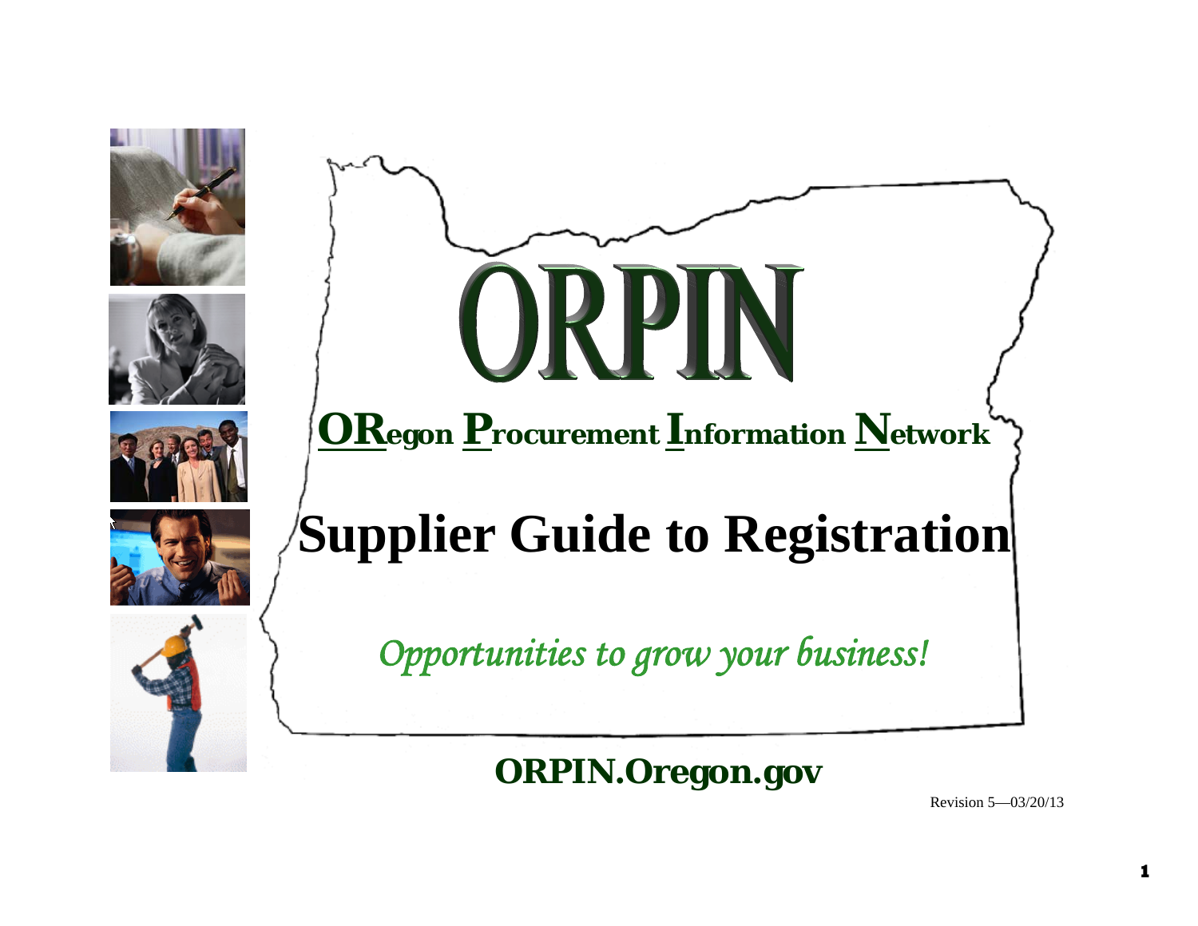# ORPIN

**OR**egon **P**rocurement **I**nformation **N**etwork

# Supplier Guide to Registration

*Opportunities to grow your business!*

**ORPIN.Oregon.gov**

Revision 5—03/20/13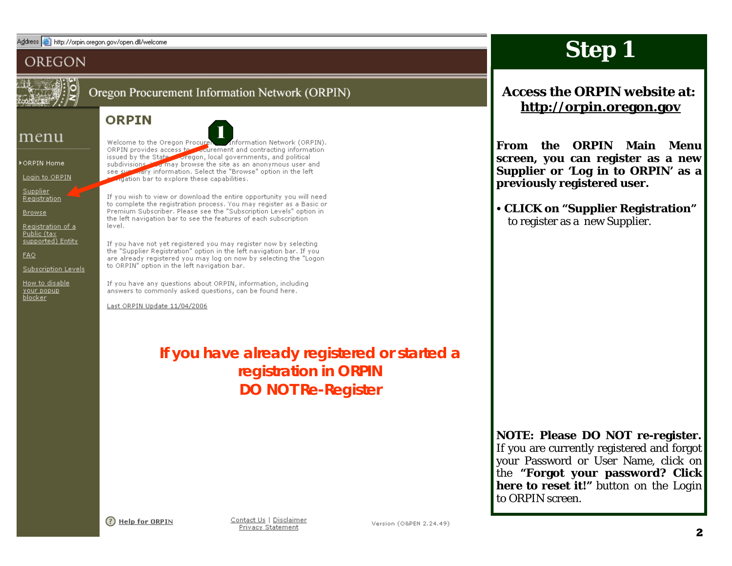Address http://orpin.oregon.gov/open.dll/welcome

OREGON

Oregon Procurement Information Network (ORPIN)

menu

- ORPIN Home
- Login to ORPIN
- Supplier Registration
- Browse
- Registration of a Public (tax supported) Entity
- FAQ
- Subscription Levels
- How to disable your popup blocker

## ORPIN

1

Welcome to the Oregon Procurement Information Network (ORPIN). ORPIN provides access to procurement and contracting information issued by the State of Oregon, local governments, and political subdivisions. You may browse the site as an anonymous user and see summary information. Select the "Browse" option in the left navigation bar to explore these capabilities.

If you wish to view or download the entire opportunity you will need to complete the registration process. You may register as a Basic or Premium Subscriber. Please see the "Subscription Levels" option in the left navigation bar to see the features of each subscription level.

If you have not yet registered you may register now by selecting the "Supplier Registration" option in the left navigation bar. If you are already registered you may log on now by selecting the "Logon to ORPIN" option in the left navigation bar.

If you have any questions about ORPIN, information, including answers to commonly asked questions, can be found here.

Last ORPIN Update 11/04/2006

**If you have already registered or started a registration in ORPIN DO NOT Re-Register**

Help for ORPIN

Contact Us | Disclaimer
Privacy Statement

Version (O&PEN 2.24.49)

# Step 1

**Access the ORPIN website at: http://orpin.oregon.gov**

**From the ORPIN Main Menu screen, you can register as a new Supplier or 'Log in to ORPIN' as a previously registered user.**

- **CLICK on "Supplier Registration"** to register as a new Supplier.

**NOTE: Please DO NOT re-register.** If you are currently registered and forgot your Password or User Name, click on the **"Forgot your password? Click here to reset it!"** button on the Login to ORPIN screen.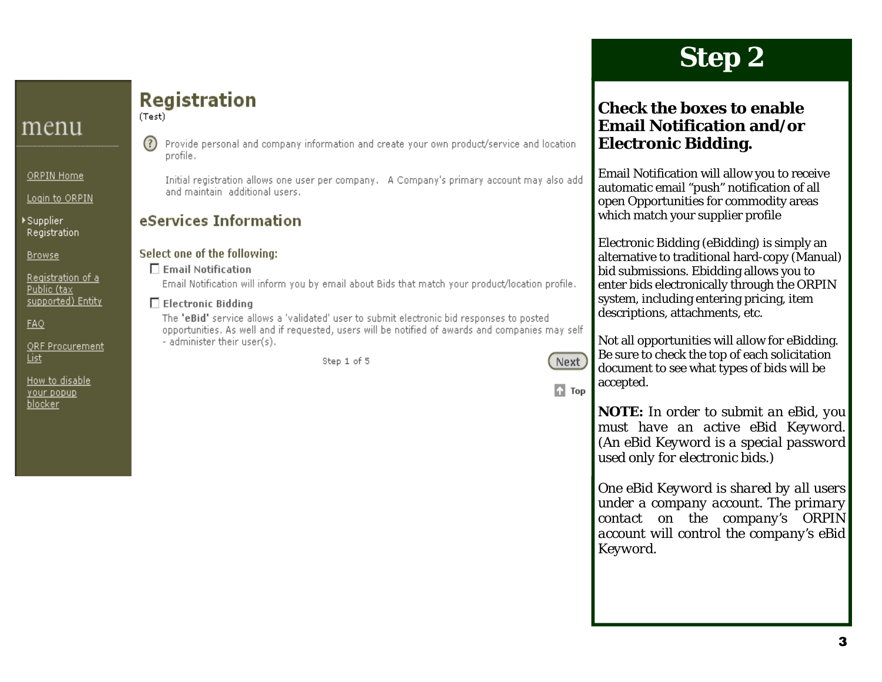menu

ORPIN Home

Login to ORPIN

Supplier Registration

Browse

Registration of a Public (tax supported) Entity

FAQ

QRF Procurement List

How to disable your popup blocker

# Registration

(Test)

Provide personal and company information and create your own product/service and location profile.

Initial registration allows one user per company. A Company's primary account may also add and maintain additional users.

## eServices Information

Select one of the following:

- [ ] Email Notification

Email Notification will inform you by email about Bids that match your product/location profile.

- [ ] Electronic Bidding

The **'eBid'** service allows a 'validated' user to submit electronic bid responses to posted opportunities. As well and if requested, users will be notified of awards and companies may self - administer their user(s).

Step 1 of 5

Next

Top

# Step 2

**Check the boxes to enable Email Notification and/or Electronic Bidding.**

Email Notification will allow you to receive automatic email "push" notification of all open Opportunities for commodity areas which match your supplier profile

Electronic Bidding (eBidding) is simply an alternative to traditional hard-copy (Manual) bid submissions. Ebidding allows you to enter bids electronically through the ORPIN system, including entering pricing, item descriptions, attachments, etc.

Not all opportunities will allow for eBidding. Be sure to check the top of each solicitation document to see what types of bids will be accepted.

**NOTE:** In order to submit an eBid, you must have an active eBid Keyword. (An eBid Keyword is a special password used only for electronic bids.)

*One eBid Keyword is shared by all users under a company account. The primary contact on the company's ORPIN account will control the company's eBid Keyword.*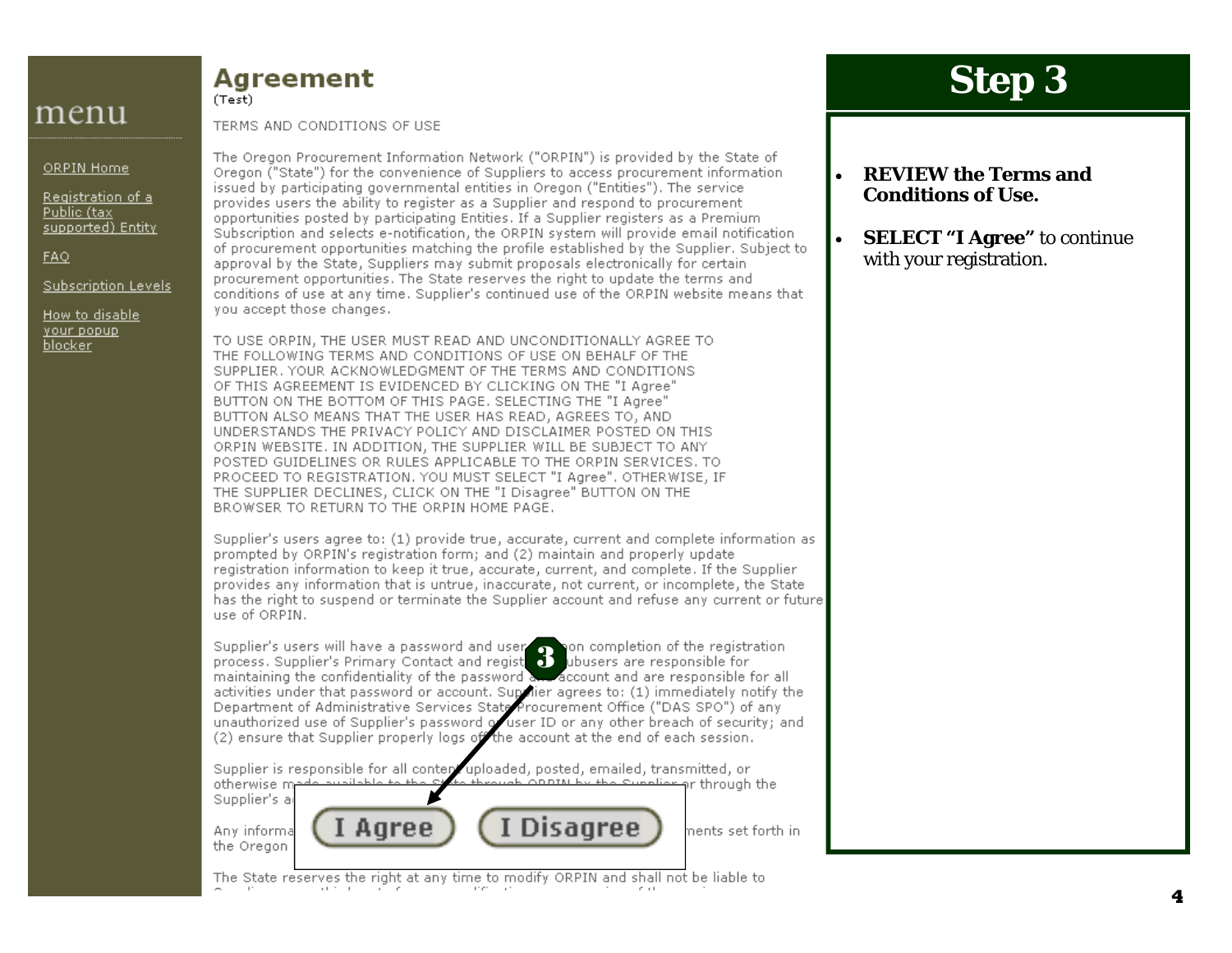# Step 3

- **REVIEW the Terms and Conditions of Use.**
- **SELECT "I Agree"** to continue with your registration.

menu

ORPIN Home

Registration of a Public (tax supported) Entity

FAQ

Subscription Levels

How to disable your popup blocker

## Agreement

(Test)

TERMS AND CONDITIONS OF USE

The Oregon Procurement Information Network ("ORPIN") is provided by the State of Oregon ("State") for the convenience of Suppliers to access procurement information issued by participating governmental entities in Oregon ("Entities"). The service provides users the ability to register as a Supplier and respond to procurement opportunities posted by participating Entities. If a Supplier registers as a Premium Subscription and selects e-notification, the ORPIN system will provide email notification of procurement opportunities matching the profile established by the Supplier. Subject to approval by the State, Suppliers may submit proposals electronically for certain procurement opportunities. The State reserves the right to update the terms and conditions of use at any time. Supplier's continued use of the ORPIN website means that you accept those changes.

TO USE ORPIN, THE USER MUST READ AND UNCONDITIONALLY AGREE TO THE FOLLOWING TERMS AND CONDITIONS OF USE ON BEHALF OF THE SUPPLIER. YOUR ACKNOWLEDGMENT OF THE TERMS AND CONDITIONS OF THIS AGREEMENT IS EVIDENCED BY CLICKING ON THE "I Agree" BUTTON ON THE BOTTOM OF THIS PAGE. SELECTING THE "I Agree" BUTTON ALSO MEANS THAT THE USER HAS READ, AGREES TO, AND UNDERSTANDS THE PRIVACY POLICY AND DISCLAIMER POSTED ON THIS ORPIN WEBSITE. IN ADDITION, THE SUPPLIER WILL BE SUBJECT TO ANY POSTED GUIDELINES OR RULES APPLICABLE TO THE ORPIN SERVICES. TO PROCEED TO REGISTRATION, YOU MUST SELECT "I Agree". OTHERWISE, IF THE SUPPLIER DECLINES, CLICK ON THE "I Disagree" BUTTON ON THE BROWSER TO RETURN TO THE ORPIN HOME PAGE.

Supplier's users agree to: (1) provide true, accurate, current and complete information as prompted by ORPIN's registration form; and (2) maintain and properly update registration information to keep it true, accurate, current, and complete. If the Supplier provides any information that is untrue, inaccurate, not current, or incomplete, the State has the right to suspend or terminate the Supplier account and refuse any current or future use of ORPIN.

Supplier's users will have a password and user ID upon completion of the registration process. Supplier's Primary Contact and registered subusers are responsible for maintaining the confidentiality of the password and account and are responsible for all activities under that password or account. Supplier agrees to: (1) immediately notify the Department of Administrative Services State Procurement Office ("DAS SPO") of any unauthorized use of Supplier's password or user ID or any other breach of security; and (2) ensure that Supplier properly logs off the account at the end of each session.

Supplier is responsible for all content uploaded, posted, emailed, transmitted, or otherwise made available to the State through ORPIN by the Supplier or through the Supplier's a...

Any informa... ...ments set forth in the Oregon ...

**3**

I Agree | I Disagree

The State reserves the right at any time to modify ORPIN and shall not be liable to ...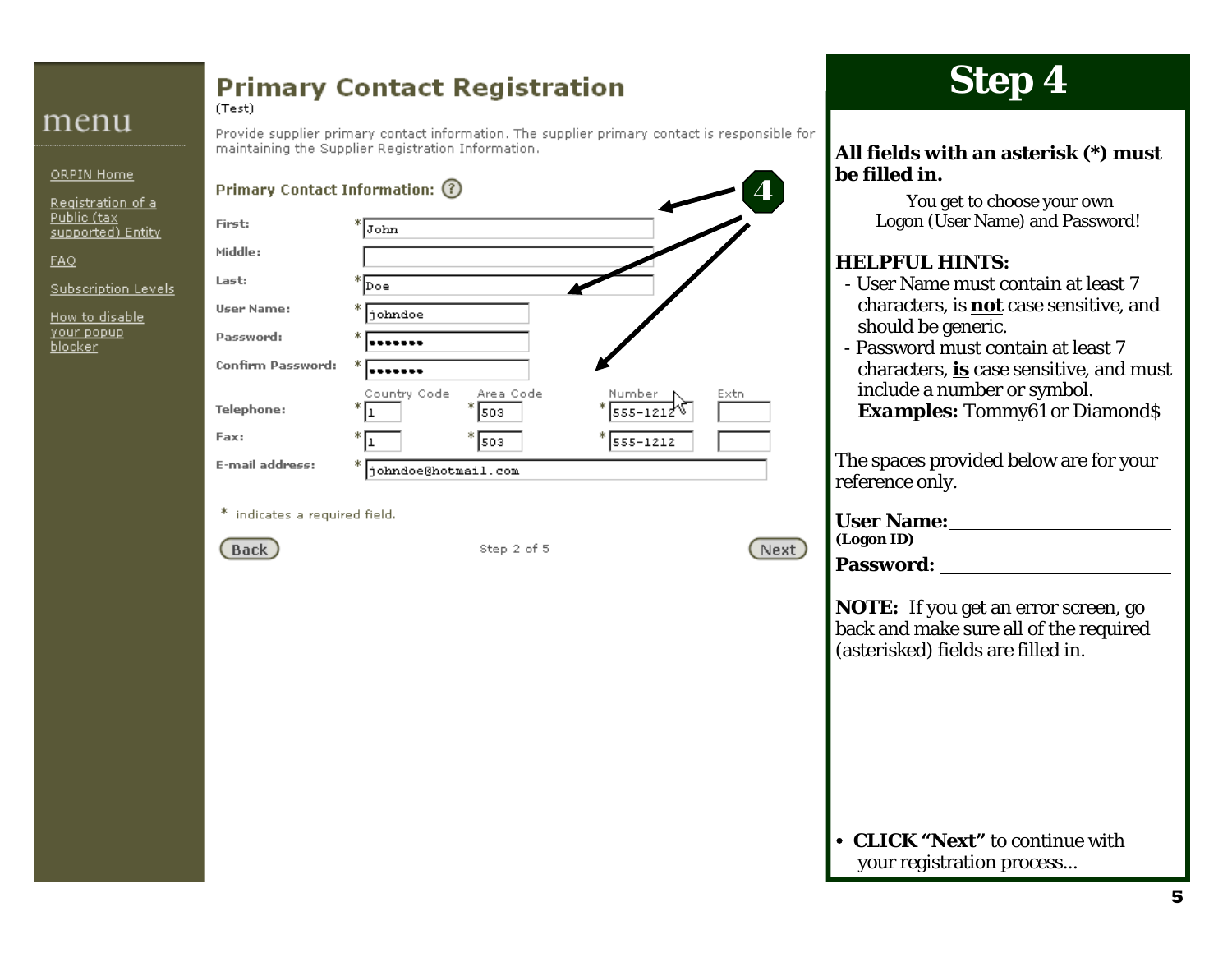menu

ORPIN Home

Registration of a Public (tax supported) Entity

FAQ

Subscription Levels

How to disable your popup blocker

## Primary Contact Registration

(Test)

Provide supplier primary contact information. The supplier primary contact is responsible for maintaining the Supplier Registration Information.

**Primary Contact Information:** ?

| | | | | |
|---|---|---|---|---|
| First: | * John | | | |
| Middle: | | | | |
| Last: | * Doe | | | |
| User Name: | * johndoe | | | |
| Password: | * ••••••• | | | |
| Confirm Password: | * ••••••• | | | |
| | Country Code | Area Code | Number | Extn |
| Telephone: | * 1 | * 503 | * 555-1212 | |
| Fax: | * 1 | * 503 | * 555-1212 | |
| E-mail address: | * johndoe@hotmail.com | | | |

* indicates a required field.

Back — Step 2 of 5 — Next

4

# Step 4

**All fields with an asterisk (*) must be filled in.**

You get to choose your own Logon (User Name) and Password!

**HELPFUL HINTS:**

- User Name must contain at least 7 characters, is **not** case sensitive, and should be generic.
- Password must contain at least 7 characters, **is** case sensitive, and must include a number or symbol. ***Examples:*** Tommy61 or Diamond$

The spaces provided below are for your reference only.

**User Name:** ______________________
**(Logon ID)**

**Password:** ______________________

**NOTE:** If you get an error screen, go back and make sure all of the required (asterisked) fields are filled in.

- **CLICK "Next"** to continue with your registration process...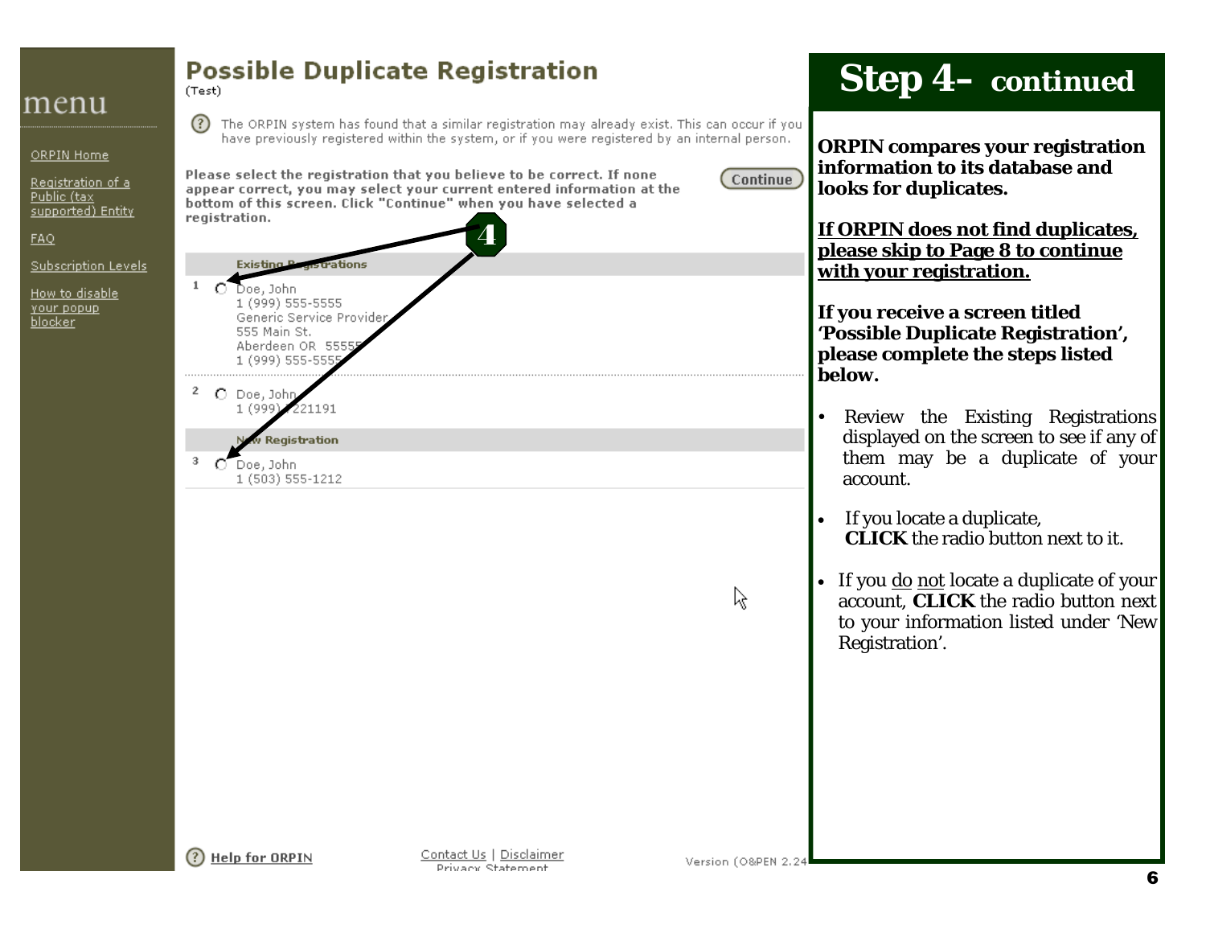## Possible Duplicate Registration

(Test)

The ORPIN system has found that a similar registration may already exist. This can occur if you have previously registered within the system, or if you were registered by an internal person.

Please select the registration that you believe to be correct. If none appear correct, you may select your current entered information at the bottom of this screen. Click "Continue" when you have selected a registration.

Continue

4

**Existing Registrations**

1 ○ Doe, John
1 (999) 555-5555
Generic Service Provider
555 Main St.
Aberdeen OR 55555
1 (999) 555-5555

2 ○ Doe, John
1 (999) 1221191

**New Registration**

3 ○ Doe, John
1 (503) 555-1212

Help for ORPIN | Contact Us | Disclaimer | Privacy Statement | Version (O&PEN 2.24

menu

- ORPIN Home
- Registration of a Public (tax supported) Entity
- FAQ
- Subscription Levels
- How to disable your popup blocker

# Step 4– continued

**ORPIN compares your registration information to its database and looks for duplicates.**

**<u>If ORPIN does not find duplicates, please skip to Page 8 to continue with your registration.</u>**

**If you receive a screen titled 'Possible Duplicate Registration', please complete the steps listed below.**

- Review the Existing Registrations displayed on the screen to see if any of them may be a duplicate of your account.
- If you locate a duplicate, **CLICK** the radio button next to it.
- If you <u>do</u> <u>not</u> locate a duplicate of your account, **CLICK** the radio button next to your information listed under 'New Registration'.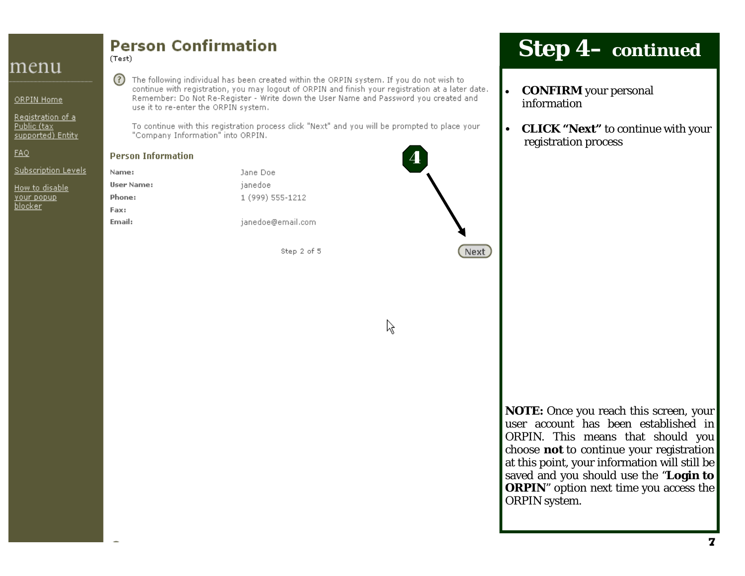menu

ORPIN Home

Registration of a Public (tax supported) Entity

FAQ

Subscription Levels

How to disable your popup blocker

# Person Confirmation

(Test)

The following individual has been created within the ORPIN system. If you do not wish to continue with registration, you may logout of ORPIN and finish your registration at a later date. Remember: Do Not Re-Register - Write down the User Name and Password you created and use it to re-enter the ORPIN system.

To continue with this registration process click "Next" and you will be prompted to place your "Company Information" into ORPIN.

## Person Information

| | |
|---|---|
| **Name:** | Jane Doe |
| **User Name:** | janedoe |
| **Phone:** | 1 (999) 555-1212 |
| **Fax:** | |
| **Email:** | janedoe@email.com |

Step 2 of 5

4

Next

# Step 4– continued

- **CONFIRM** your personal information
- **CLICK "Next"** to continue with your registration process

**NOTE:** Once you reach this screen, your user account has been established in ORPIN. This means that should you choose **not** to continue your registration at this point, your information will still be saved and you should use the "**Login to ORPIN**" option next time you access the ORPIN system.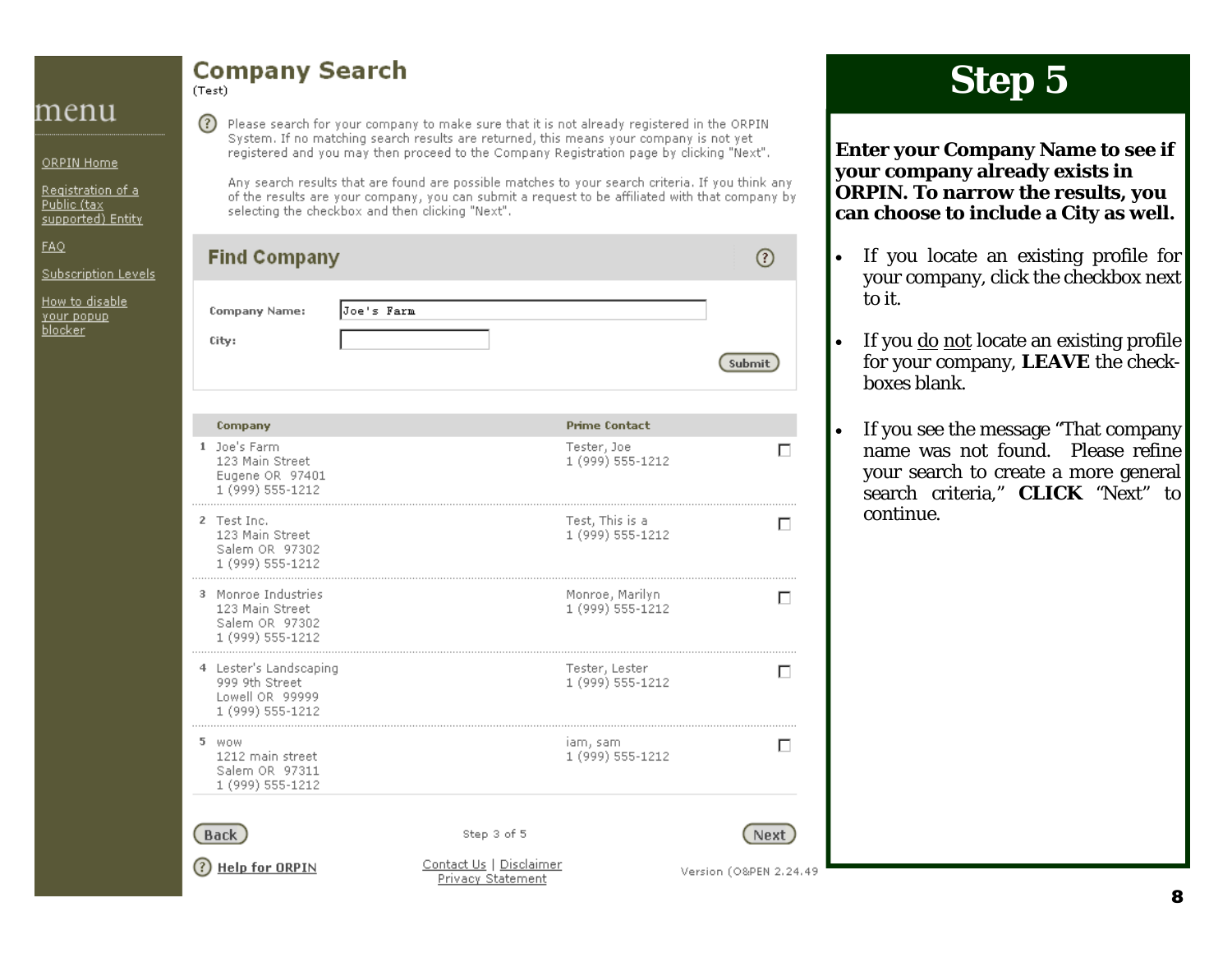menu

- ORPIN Home
- Registration of a Public (tax supported) Entity
- FAQ
- Subscription Levels
- How to disable your popup blocker

# Company Search

(Test)

Please search for your company to make sure that it is not already registered in the ORPIN System. If no matching search results are returned, this means your company is not yet registered and you may then proceed to the Company Registration page by clicking "Next".

Any search results that are found are possible matches to your search criteria. If you think any of the results are your company, you can submit a request to be affiliated with that company by selecting the checkbox and then clicking "Next".

## Find Company

Company Name: Joe's Farm

City:

Submit

| | Company | Prime Contact | |
|---|---|---|---|
| 1 | Joe's Farm<br>123 Main Street<br>Eugene OR 97401<br>1 (999) 555-1212 | Tester, Joe<br>1 (999) 555-1212 | ☐ |
| 2 | Test Inc.<br>123 Main Street<br>Salem OR 97302<br>1 (999) 555-1212 | Test, This is a<br>1 (999) 555-1212 | ☐ |
| 3 | Monroe Industries<br>123 Main Street<br>Salem OR 97302<br>1 (999) 555-1212 | Monroe, Marilyn<br>1 (999) 555-1212 | ☐ |
| 4 | Lester's Landscaping<br>999 9th Street<br>Lowell OR 99999<br>1 (999) 555-1212 | Tester, Lester<br>1 (999) 555-1212 | ☐ |
| 5 | wow<br>1212 main street<br>Salem OR 97311<br>1 (999) 555-1212 | iam, sam<br>1 (999) 555-1212 | ☐ |

Back — Step 3 of 5 — Next

Help for ORPIN

Contact Us | Disclaimer
Privacy Statement

Version (O&PEN 2.24.49

# Step 5

**Enter your Company Name to see if your company already exists in ORPIN. To narrow the results, you can choose to include a City as well.**

- If you locate an existing profile for your company, click the checkbox next to it.
- If you do not locate an existing profile for your company, **LEAVE** the check-boxes blank.
- If you see the message "That company name was not found. Please refine your search to create a more general search criteria," **CLICK** "Next" to continue.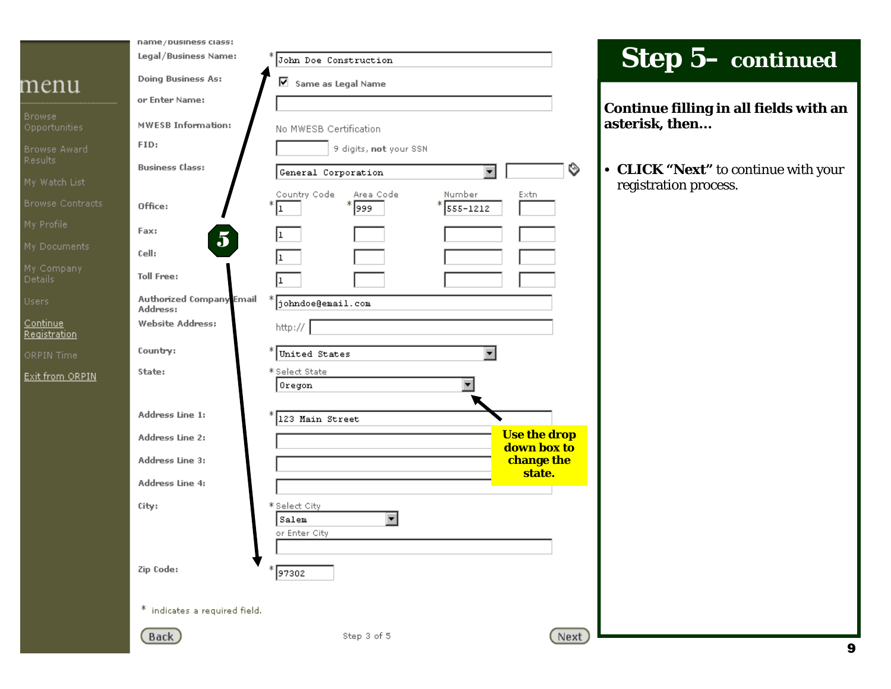# Step 5– continued

**Continue filling in all fields with an asterisk, then…**

- **CLICK "Next"** to continue with your registration process.

menu

Browse Opportunities
Browse Award Results
My Watch List
Browse Contracts
My Profile
My Documents
My Company Details
Users
Continue Registration
ORPIN Time
Exit from ORPIN

name/business class:

Legal/Business Name: * John Doe Construction

Doing Business As: ☑ Same as Legal Name

or Enter Name:

MWESB Information: No MWESB Certification

FID: 9 digits, **not** your SSN

Business Class: General Corporation

| | Country Code | Area Code | Number | Extn |
|---|---|---|---|---|
| Office: | * 1 | * 999 | * 555-1212 | |
| Fax: | 1 | | | |
| Cell: | 1 | | | |
| Toll Free: | 1 | | | |

Authorized Company Email Address: * johndoe@email.com

Website Address: http://

Country: * United States

State: * Select State — Oregon

**Use the drop down box to change the state.**

Address Line 1: * 123 Main Street

Address Line 2:

Address Line 3:

Address Line 4:

City: * Select City — Salem; or Enter City

Zip Code: * 97302

\* indicates a required field.

Back    Step 3 of 5    Next

5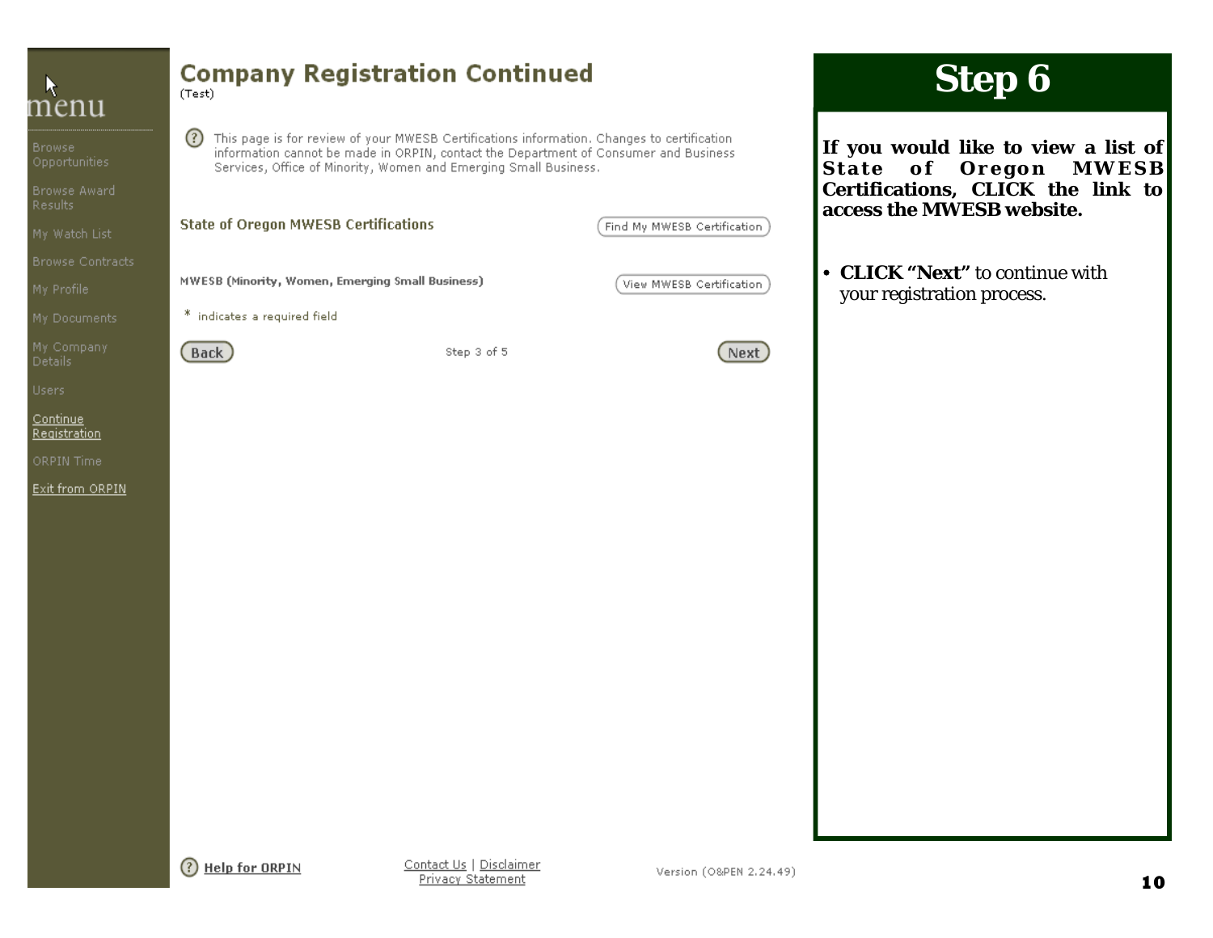menu

Browse Opportunities

Browse Award Results

My Watch List

Browse Contracts

My Profile

My Documents

My Company Details

Users

Continue Registration

ORPIN Time

Exit from ORPIN

# Company Registration Continued

(Test)

This page is for review of your MWESB Certifications information. Changes to certification information cannot be made in ORPIN, contact the Department of Consumer and Business Services, Office of Minority, Women and Emerging Small Business.

**State of Oregon MWESB Certifications** — Find My MWESB Certification

MWESB (Minority, Women, Emerging Small Business) — View MWESB Certification

\* indicates a required field

Back — Step 3 of 5 — Next

Help for ORPIN

Contact Us | Disclaimer
Privacy Statement

Version (O&PEN 2.24.49)

# Step 6

**If you would like to view a list of State of Oregon MWESB Certifications, CLICK the link to access the MWESB website.**

- **CLICK "Next"** to continue with your registration process.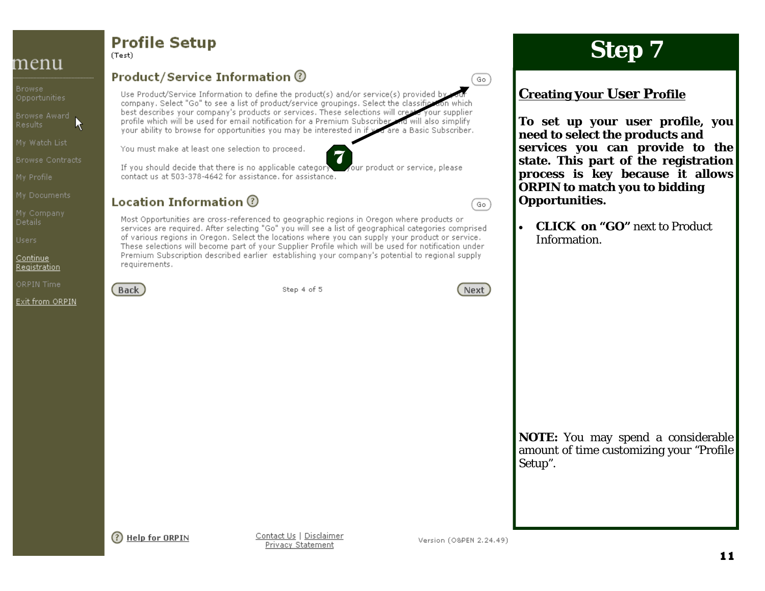menu

Browse Opportunities

Browse Award Results

My Watch List

Browse Contracts

My Profile

My Documents

My Company Details

Users

Continue Registration

ORPIN Time

Exit from ORPIN

# Profile Setup

(Test)

## Product/Service Information

Go

Use Product/Service Information to define the product(s) and/or service(s) provided by your company. Select "Go" to see a list of product/service groupings. Select the classification which best describes your company's products or services. These selections will create your supplier profile which will be used for email notification for a Premium Subscriber and will also simplify your ability to browse for opportunities you may be interested in if you are a Basic Subscriber.

You must make at least one selection to proceed.

If you should decide that there is no applicable category for your product or service, please contact us at 503-378-4642 for assistance. for assistance.

7

## Location Information

Go

Most Opportunities are cross-referenced to geographic regions in Oregon where products or services are required. After selecting "Go" you will see a list of geographical categories comprised of various regions in Oregon. Select the locations where you can supply your product or service. These selections will become part of your Supplier Profile which will be used for notification under Premium Subscription described earlier establishing your company's potential to regional supply requirements.

Back | Step 4 of 5 | Next

Help for ORPIN | Contact Us | Disclaimer | Privacy Statement | Version (O&PEN 2.24.49)

# Step 7

## Creating your User Profile

**To set up your user profile, you need to select the products and services you can provide to the state. This part of the registration process is key because it allows ORPIN to match you to bidding Opportunities.**

- **CLICK on "GO"** next to Product Information.

**NOTE:** You may spend a considerable amount of time customizing your "Profile Setup".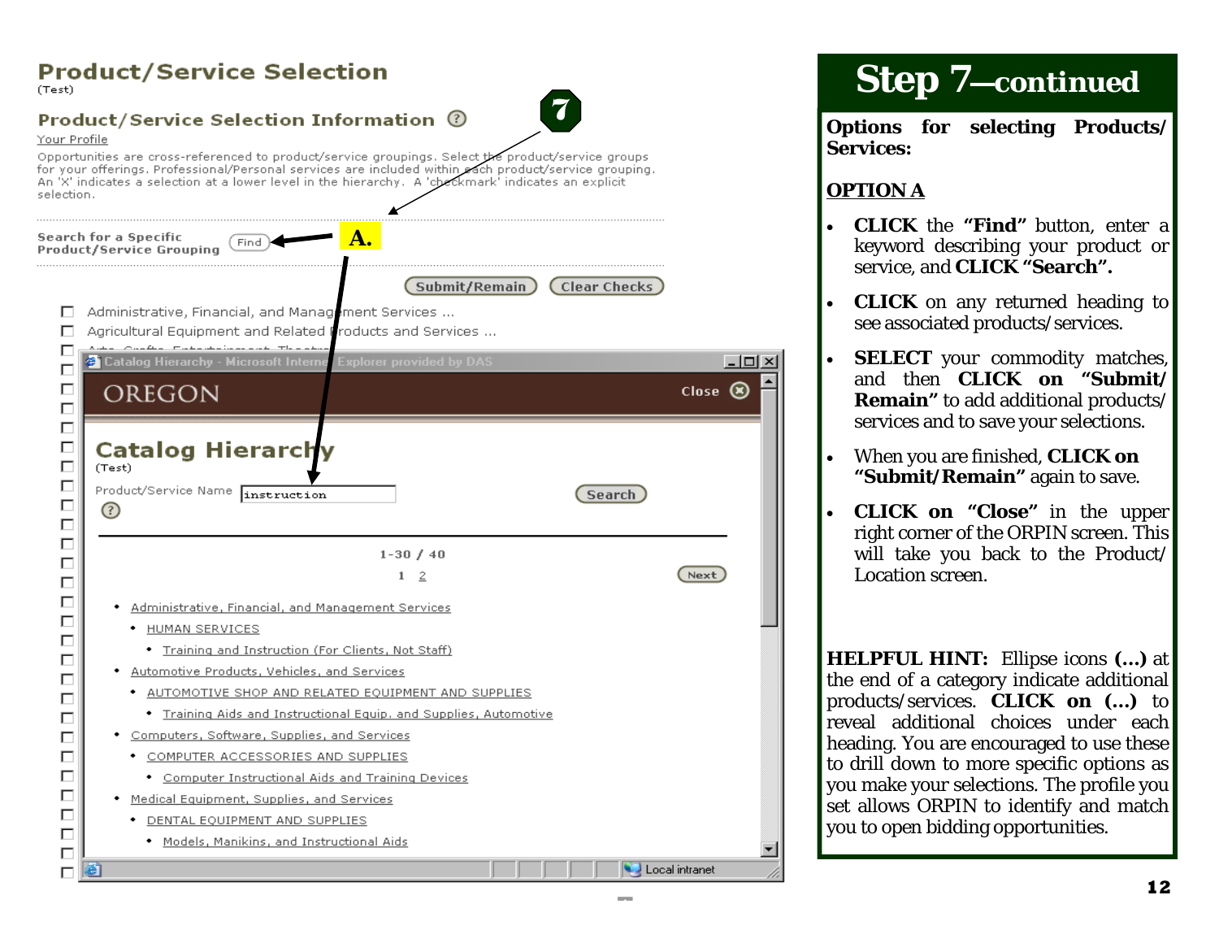## Product/Service Selection

(Test)

### Product/Service Selection Information

Your Profile

Opportunities are cross-referenced to product/service groupings. Select the product/service groups for your offerings. Professional/Personal services are included within each product/service grouping. An 'X' indicates a selection at a lower level in the hierarchy. A 'checkmark' indicates an explicit selection.

Search for a Specific Product/Service Grouping — Find

**A.**

Submit/Remain | Clear Checks

- Administrative, Financial, and Management Services ...
- Agricultural Equipment and Related Products and Services ...

Catalog Hierarchy - Microsoft Internet Explorer provided by DAS

OREGON — Close

### Catalog Hierarchy

(Test)

Product/Service Name: instruction — Search

1-30 / 40

1 2 — Next

- Administrative, Financial, and Management Services
  - HUMAN SERVICES
    - Training and Instruction (For Clients, Not Staff)
- Automotive Products, Vehicles, and Services
  - AUTOMOTIVE SHOP AND RELATED EQUIPMENT AND SUPPLIES
    - Training Aids and Instructional Equip. and Supplies, Automotive
- Computers, Software, Supplies, and Services
  - COMPUTER ACCESSORIES AND SUPPLIES
    - Computer Instructional Aids and Training Devices
- Medical Equipment, Supplies, and Services
  - DENTAL EQUIPMENT AND SUPPLIES
    - Models, Manikins, and Instructional Aids

Local intranet

# Step 7—continued

**Options for selecting Products/Services:**

**OPTION A**

- **CLICK** the **"Find"** button, enter a keyword describing your product or service, and **CLICK "Search".**
- **CLICK** on any returned heading to see associated products/services.
- **SELECT** your commodity matches, and then **CLICK on "Submit/Remain"** to add additional products/services and to save your selections.
- When you are finished, **CLICK on "Submit/Remain"** again to save.
- **CLICK on "Close"** in the upper right corner of the ORPIN screen. This will take you back to the Product/Location screen.

**HELPFUL HINT:** Ellipse icons **(...)** at the end of a category indicate additional products/services. **CLICK on (...)** to reveal additional choices under each heading. You are encouraged to use these to drill down to more specific options as you make your selections. The profile you set allows ORPIN to identify and match you to open bidding opportunities.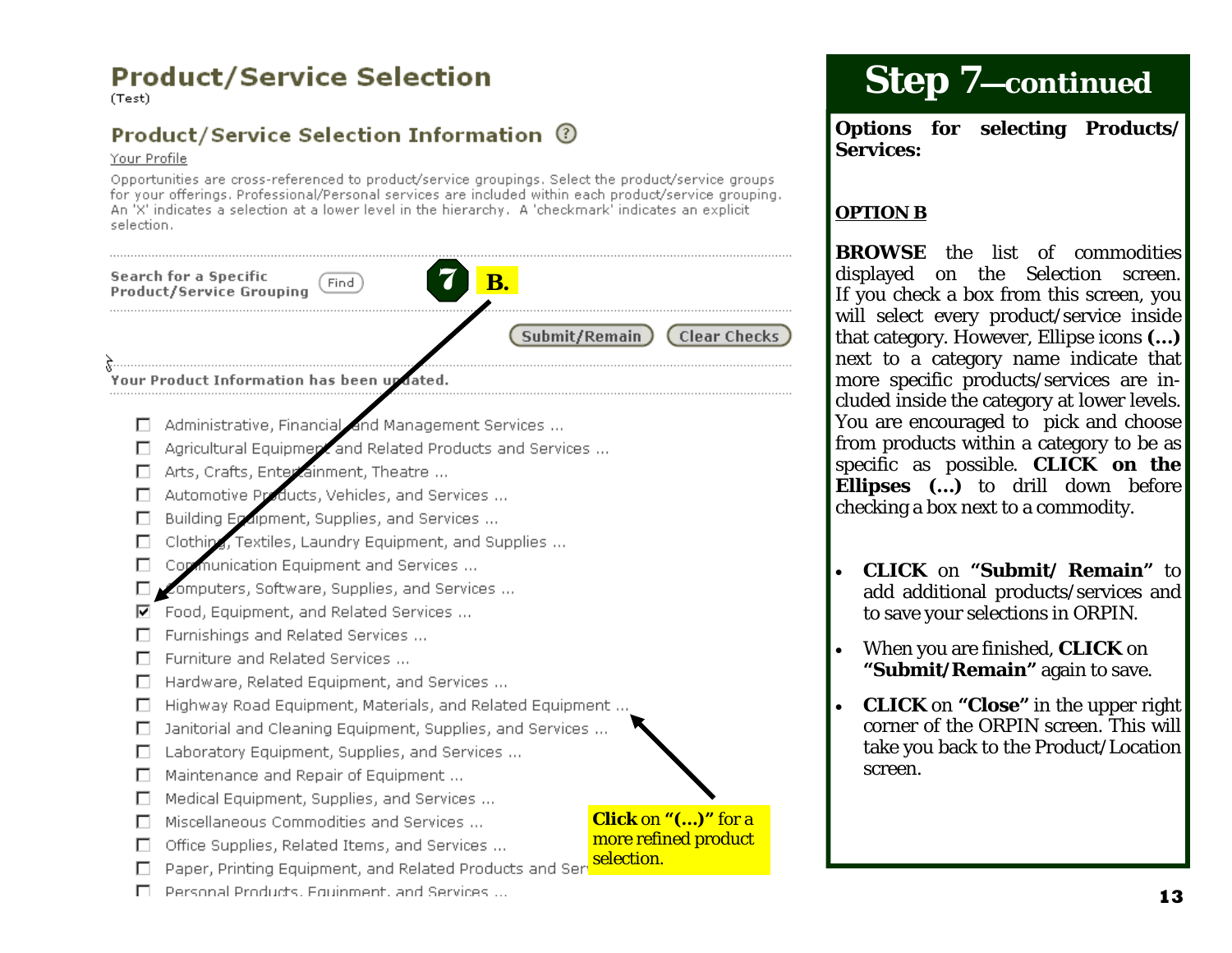## Product/Service Selection

(Test)

### Product/Service Selection Information

Your Profile

Opportunities are cross-referenced to product/service groupings. Select the product/service groups for your offerings. Professional/Personal services are included within each product/service grouping. An 'X' indicates a selection at a lower level in the hierarchy. A 'checkmark' indicates an explicit selection.

Search for a Specific Product/Service Grouping [Find]

**7 B.**

[Submit/Remain] [Clear Checks]

Your Product Information has been updated.

- ☐ Administrative, Financial, and Management Services ...
- ☐ Agricultural Equipment and Related Products and Services ...
- ☐ Arts, Crafts, Entertainment, Theatre ...
- ☐ Automotive Products, Vehicles, and Services ...
- ☐ Building Equipment, Supplies, and Services ...
- ☐ Clothing, Textiles, Laundry Equipment, and Supplies ...
- ☐ Communication Equipment and Services ...
- ☐ Computers, Software, Supplies, and Services ...
- ☑ Food, Equipment, and Related Services ...
- ☐ Furnishings and Related Services ...
- ☐ Furniture and Related Services ...
- ☐ Hardware, Related Equipment, and Services ...
- ☐ Highway Road Equipment, Materials, and Related Equipment ...
- ☐ Janitorial and Cleaning Equipment, Supplies, and Services ...
- ☐ Laboratory Equipment, Supplies, and Services ...
- ☐ Maintenance and Repair of Equipment ...
- ☐ Medical Equipment, Supplies, and Services ...
- ☐ Miscellaneous Commodities and Services ...
- ☐ Office Supplies, Related Items, and Services ...
- ☐ Paper, Printing Equipment, and Related Products and Ser...
- ☐ Personal Products, Equipment, and Services ...

**Click** on **"(...)"** for a more refined product selection.

# Step 7—continued

**Options for selecting Products/ Services:**

**OPTION B**

**BROWSE** the list of commodities displayed on the Selection screen. If you check a box from this screen, you will select every product/service inside that category. However, Ellipse icons **(...)** next to a category name indicate that more specific products/services are included inside the category at lower levels. You are encouraged to pick and choose from products within a category to be as specific as possible. **CLICK on the Ellipses (...)** to drill down before checking a box next to a commodity.

- **CLICK** on **"Submit/ Remain"** to add additional products/services and to save your selections in ORPIN.
- When you are finished, **CLICK** on **"Submit/Remain"** again to save.
- **CLICK** on **"Close"** in the upper right corner of the ORPIN screen. This will take you back to the Product/Location screen.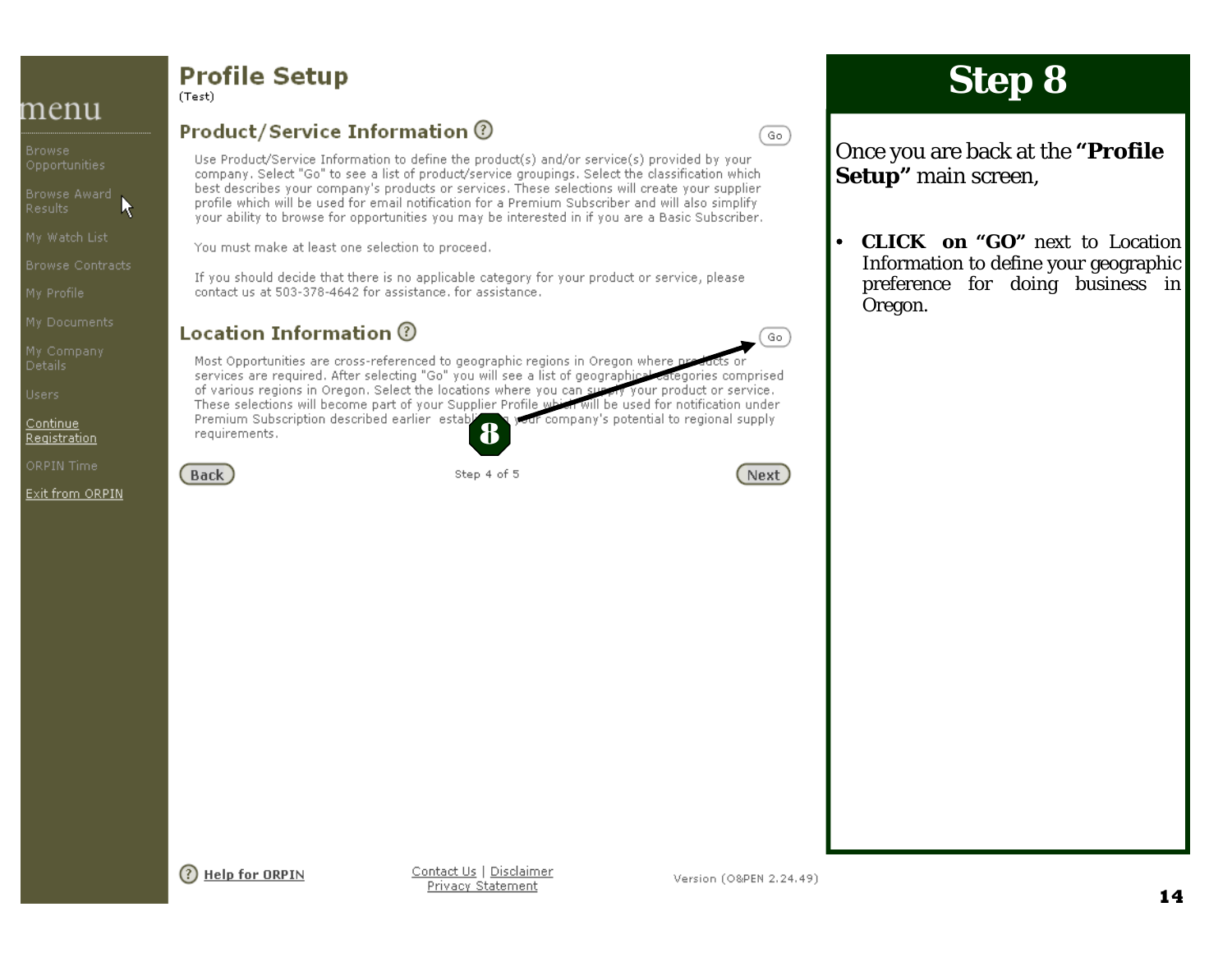menu

Browse Opportunities

Browse Award Results

My Watch List

Browse Contracts

My Profile

My Documents

My Company Details

Users

Continue Registration

ORPIN Time

Exit from ORPIN

# Profile Setup

(Test)

## Product/Service Information

Go

Use Product/Service Information to define the product(s) and/or service(s) provided by your company. Select "Go" to see a list of product/service groupings. Select the classification which best describes your company's products or services. These selections will create your supplier profile which will be used for email notification for a Premium Subscriber and will also simplify your ability to browse for opportunities you may be interested in if you are a Basic Subscriber.

You must make at least one selection to proceed.

If you should decide that there is no applicable category for your product or service, please contact us at 503-378-4642 for assistance. for assistance.

## Location Information

Go

Most Opportunities are cross-referenced to geographic regions in Oregon where products or services are required. After selecting "Go" you will see a list of geographical categories comprised of various regions in Oregon. Select the locations where you can supply your product or service. These selections will become part of your Supplier Profile which will be used for notification under Premium Subscription described earlier establishing your company's potential to regional supply requirements.

8

Back | Step 4 of 5 | Next

Help for ORPIN

Contact Us | Disclaimer

Privacy Statement

Version (O&PEN 2.24.49)

# Step 8

Once you are back at the **"Profile Setup"** main screen,

- **CLICK on "GO"** next to Location Information to define your geographic preference for doing business in Oregon.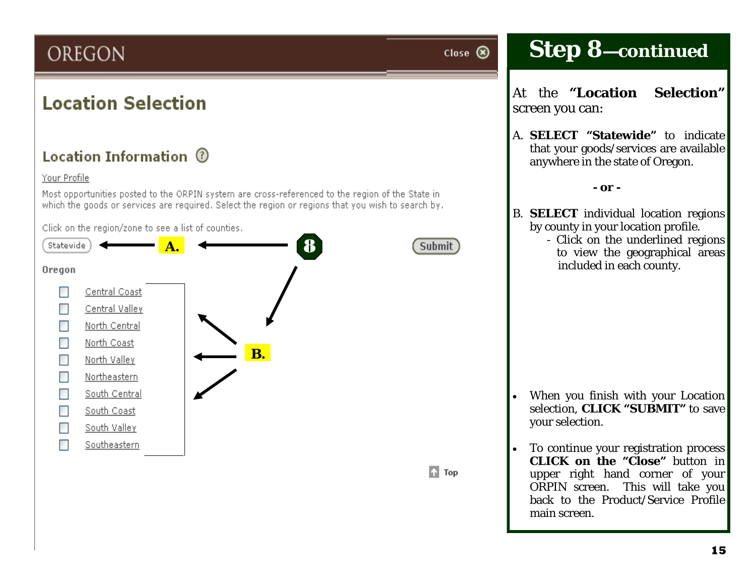OREGON

Close

## Location Selection

### Location Information

Your Profile

Most opportunities posted to the ORPIN system are cross-referenced to the region of the State in which the goods or services are required. Select the region or regions that you wish to search by.

Click on the region/zone to see a list of counties.

Statewide **A.** ← **8** Submit

**Oregon**

- Central Coast
- Central Valley
- North Central
- North Coast
- North Valley
- Northeastern
- South Central
- South Coast
- South Valley
- Southeastern

**B.**

Top

# Step 8—continued

At the **"Location Selection"** screen you can:

A. **SELECT "Statewide"** to indicate that your goods/services are available anywhere in the state of Oregon.

**- or -**

B. **SELECT** individual location regions by county in your location profile.
   - Click on the underlined regions to view the geographical areas included in each county.

- When you finish with your Location selection, **CLICK "SUBMIT"** to save your selection.
- To continue your registration process **CLICK on the "Close"** button in upper right hand corner of your ORPIN screen. This will take you back to the Product/Service Profile main screen.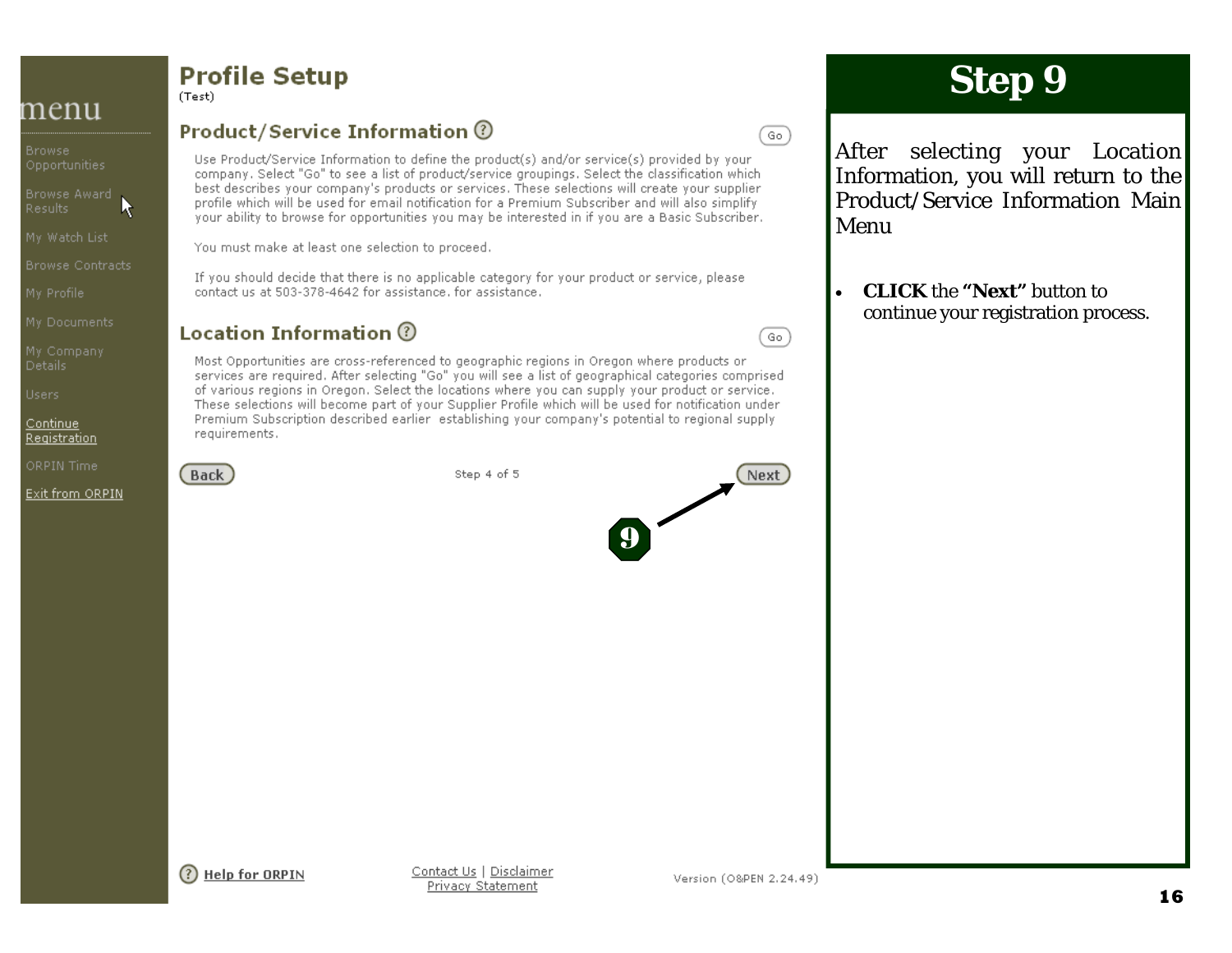menu

Browse Opportunities

Browse Award Results

My Watch List

Browse Contracts

My Profile

My Documents

My Company Details

Users

Continue Registration

ORPIN Time

Exit from ORPIN

# Profile Setup

(Test)

## Product/Service Information

Go

Use Product/Service Information to define the product(s) and/or service(s) provided by your company. Select "Go" to see a list of product/service groupings. Select the classification which best describes your company's products or services. These selections will create your supplier profile which will be used for email notification for a Premium Subscriber and will also simplify your ability to browse for opportunities you may be interested in if you are a Basic Subscriber.

You must make at least one selection to proceed.

If you should decide that there is no applicable category for your product or service, please contact us at 503-378-4642 for assistance. for assistance.

## Location Information

Go

Most Opportunities are cross-referenced to geographic regions in Oregon where products or services are required. After selecting "Go" you will see a list of geographical categories comprised of various regions in Oregon. Select the locations where you can supply your product or service. These selections will become part of your Supplier Profile which will be used for notification under Premium Subscription described earlier establishing your company's potential to regional supply requirements.

Back    Step 4 of 5    Next

9

Help for ORPIN    Contact Us | Disclaimer    Privacy Statement    Version (O&PEN 2.24.49)

# Step 9

After selecting your Location Information, you will return to the Product/Service Information Main Menu

- **CLICK** the **"Next"** button to continue your registration process.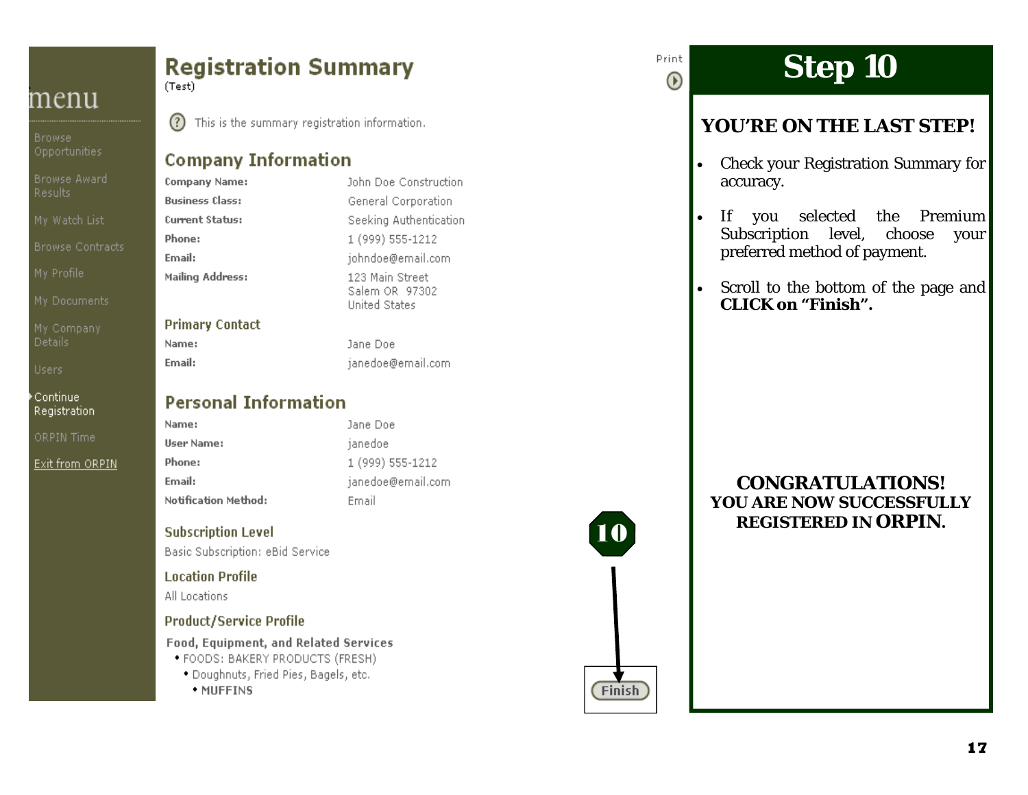menu

- Browse Opportunities
- Browse Award Results
- My Watch List
- Browse Contracts
- My Profile
- My Documents
- My Company Details
- Users
- Continue Registration
- ORPIN Time
- Exit from ORPIN

## Registration Summary

(Test)

Print

This is the summary registration information.

### Company Information

| | |
|---|---|
| **Company Name:** | John Doe Construction |
| **Business Class:** | General Corporation |
| **Current Status:** | Seeking Authentication |
| **Phone:** | 1 (999) 555-1212 |
| **Email:** | johndoe@email.com |
| **Mailing Address:** | 123 Main Street<br>Salem OR 97302<br>United States |

#### Primary Contact

| | |
|---|---|
| **Name:** | Jane Doe |
| **Email:** | janedoe@email.com |

### Personal Information

| | |
|---|---|
| **Name:** | Jane Doe |
| **User Name:** | janedoe |
| **Phone:** | 1 (999) 555-1212 |
| **Email:** | janedoe@email.com |
| **Notification Method:** | Email |

#### Subscription Level

Basic Subscription: eBid Service

#### Location Profile

All Locations

#### Product/Service Profile

**Food, Equipment, and Related Services**

- FOODS: BAKERY PRODUCTS (FRESH)
  - Doughnuts, Fried Pies, Bagels, etc.
    - MUFFINS

10

Finish

# Step 10

**YOU'RE ON THE LAST STEP!**

- Check your Registration Summary for accuracy.
- If you selected the Premium Subscription level, choose your preferred method of payment.
- Scroll to the bottom of the page and **CLICK on "Finish".**

**CONGRATULATIONS!**
**YOU ARE NOW SUCCESSFULLY REGISTERED IN ORPIN.**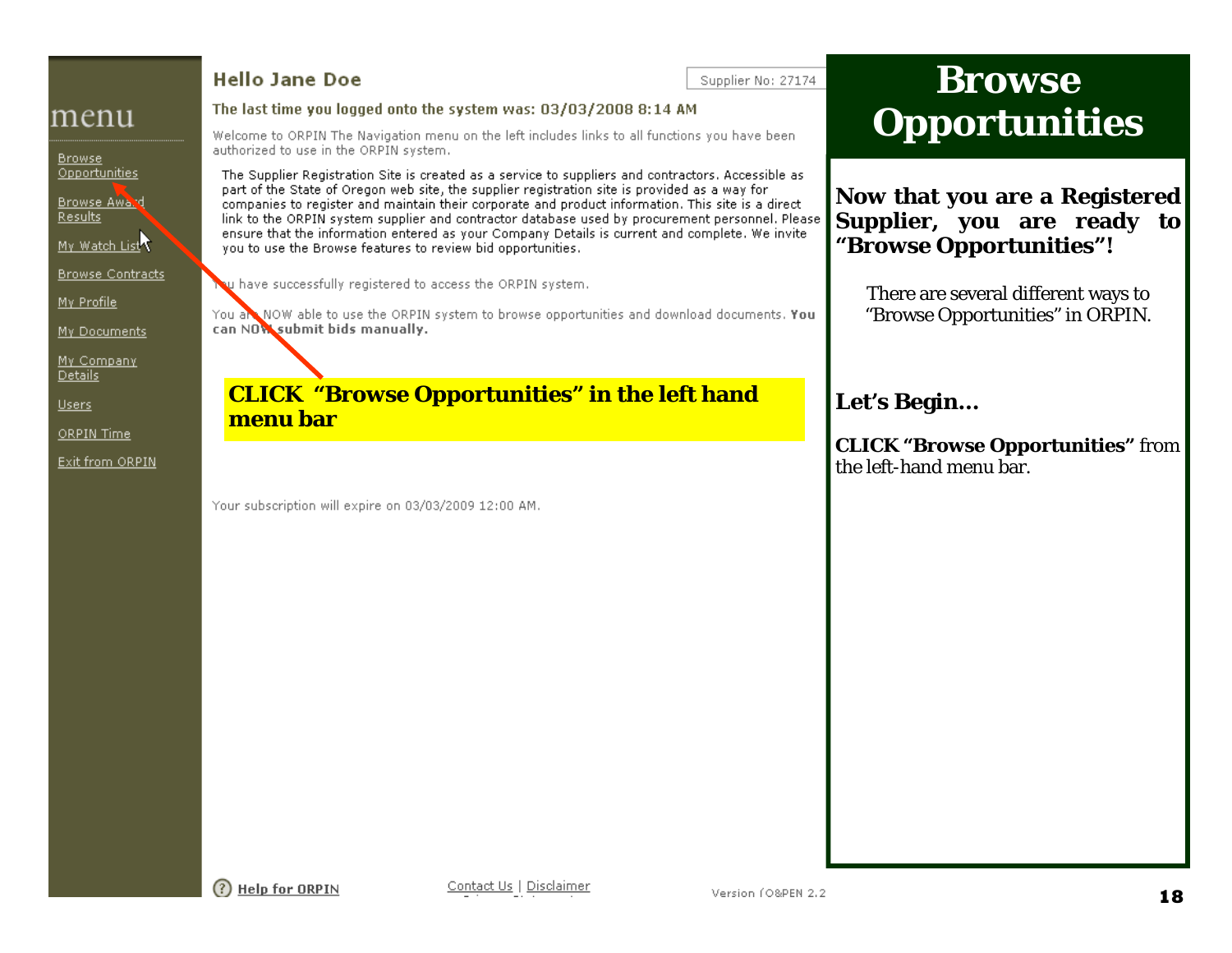# Browse Opportunities

**Now that you are a Registered Supplier, you are ready to "Browse Opportunities"!**

There are several different ways to "Browse Opportunities" in ORPIN.

**Let's Begin…**

**CLICK "Browse Opportunities"** from the left-hand menu bar.

---

menu

- Browse Opportunities
- Browse Award Results
- My Watch List
- Browse Contracts
- My Profile
- My Documents
- My Company Details
- Users
- ORPIN Time
- Exit from ORPIN

**Hello Jane Doe**

Supplier No: 27174

**The last time you logged onto the system was: 03/03/2008 8:14 AM**

Welcome to ORPIN The Navigation menu on the left includes links to all functions you have been authorized to use in the ORPIN system.

The Supplier Registration Site is created as a service to suppliers and contractors. Accessible as part of the State of Oregon web site, the supplier registration site is provided as a way for companies to register and maintain their corporate and product information. This site is a direct link to the ORPIN system supplier and contractor database used by procurement personnel. Please ensure that the information entered as your Company Details is current and complete. We invite you to use the Browse features to review bid opportunities.

You have successfully registered to access the ORPIN system.

You are NOW able to use the ORPIN system to browse opportunities and download documents. **You can NOW submit bids manually.**

**CLICK "Browse Opportunities" in the left hand menu bar**

Your subscription will expire on 03/03/2009 12:00 AM.

Help for ORPIN

Contact Us | Disclaimer

Version (O&PEN 2.2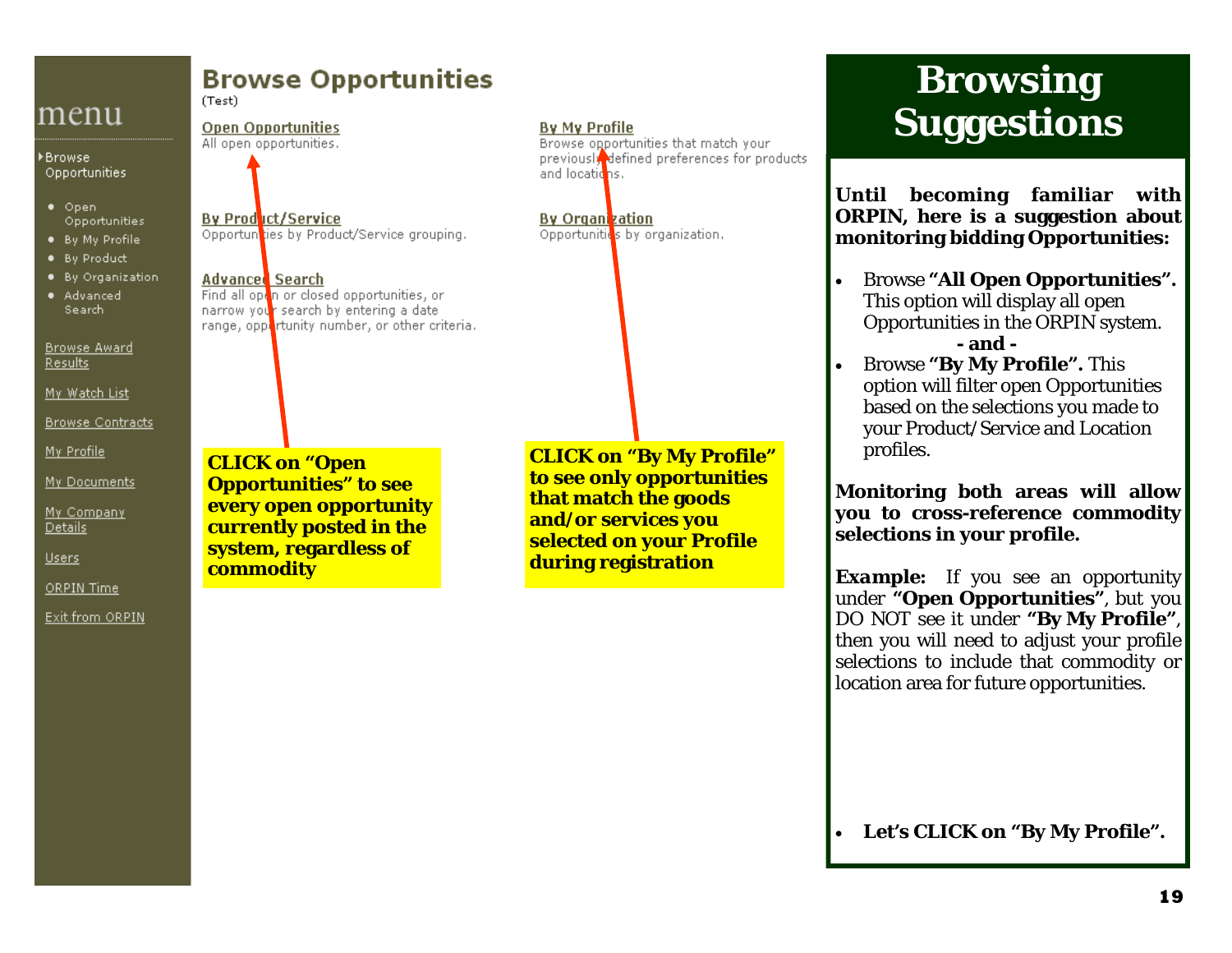menu

- Browse Opportunities
  - Open Opportunities
  - By My Profile
  - By Product
  - By Organization
  - Advanced Search

Browse Award Results

My Watch List

Browse Contracts

My Profile

My Documents

My Company Details

Users

ORPIN Time

Exit from ORPIN

# Browse Opportunities

(Test)

**Open Opportunities**
All open opportunities.

**By My Profile**
Browse opportunities that match your previously defined preferences for products and locations.

**By Product/Service**
Opportunities by Product/Service grouping.

**By Organization**
Opportunities by organization.

**Advanced Search**
Find all open or closed opportunities, or narrow your search by entering a date range, opportunity number, or other criteria.

**CLICK on "Open Opportunities" to see every open opportunity currently posted in the system, regardless of commodity**

**CLICK on "By My Profile" to see only opportunities that match the goods and/or services you selected on your Profile during registration**

# Browsing Suggestions

**Until becoming familiar with ORPIN, here is a suggestion about monitoring bidding Opportunities:**

- Browse **"All Open Opportunities".** This option will display all open Opportunities in the ORPIN system.

  **- and -**

- Browse **"By My Profile".** This option will filter open Opportunities based on the selections you made to your Product/Service and Location profiles.

**Monitoring both areas will allow you to cross-reference commodity selections in your profile.**

***Example:*** If you see an opportunity under **"Open Opportunities"**, but you DO NOT see it under **"By My Profile"**, then you will need to adjust your profile selections to include that commodity or location area for future opportunities.

- **Let's CLICK on "By My Profile".**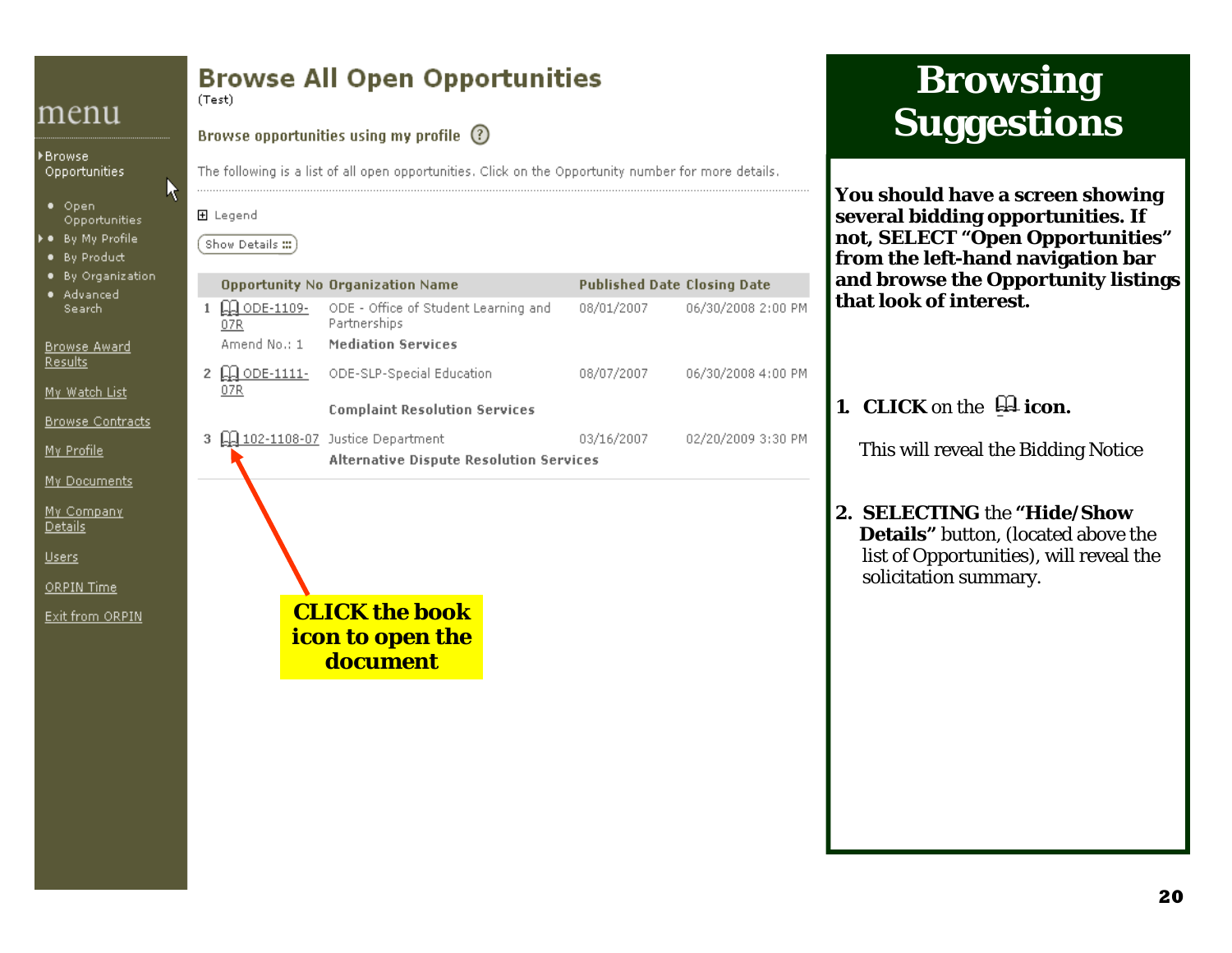menu

- Browse Opportunities
  - Open Opportunities
  - By My Profile
  - By Product
  - By Organization
  - Advanced Search

Browse Award Results

My Watch List

Browse Contracts

My Profile

My Documents

My Company Details

Users

ORPIN Time

Exit from ORPIN

# Browse All Open Opportunities

(Test)

Browse opportunities using my profile

The following is a list of all open opportunities. Click on the Opportunity number for more details.

Legend

Show Details

| | Opportunity No | Organization Name | Published Date | Closing Date |
|---|---|---|---|---|
| 1 | ODE-1109-07R Amend No.: 1 | ODE - Office of Student Learning and Partnerships **Mediation Services** | 08/01/2007 | 06/30/2008 2:00 PM |
| 2 | ODE-1111-07R | ODE-SLP-Special Education **Complaint Resolution Services** | 08/07/2007 | 06/30/2008 4:00 PM |
| 3 | 102-1108-07 | Justice Department **Alternative Dispute Resolution Services** | 03/16/2007 | 02/20/2009 3:30 PM |

**CLICK the book icon to open the document**

# Browsing Suggestions

**You should have a screen showing several bidding opportunities. If not, SELECT "Open Opportunities" from the left-hand navigation bar and browse the Opportunity listings that look of interest.**

1. **CLICK** on the **icon.**

   This will reveal the Bidding Notice

2. **SELECTING** the **"Hide/Show Details"** button, (located above the list of Opportunities), will reveal the solicitation summary.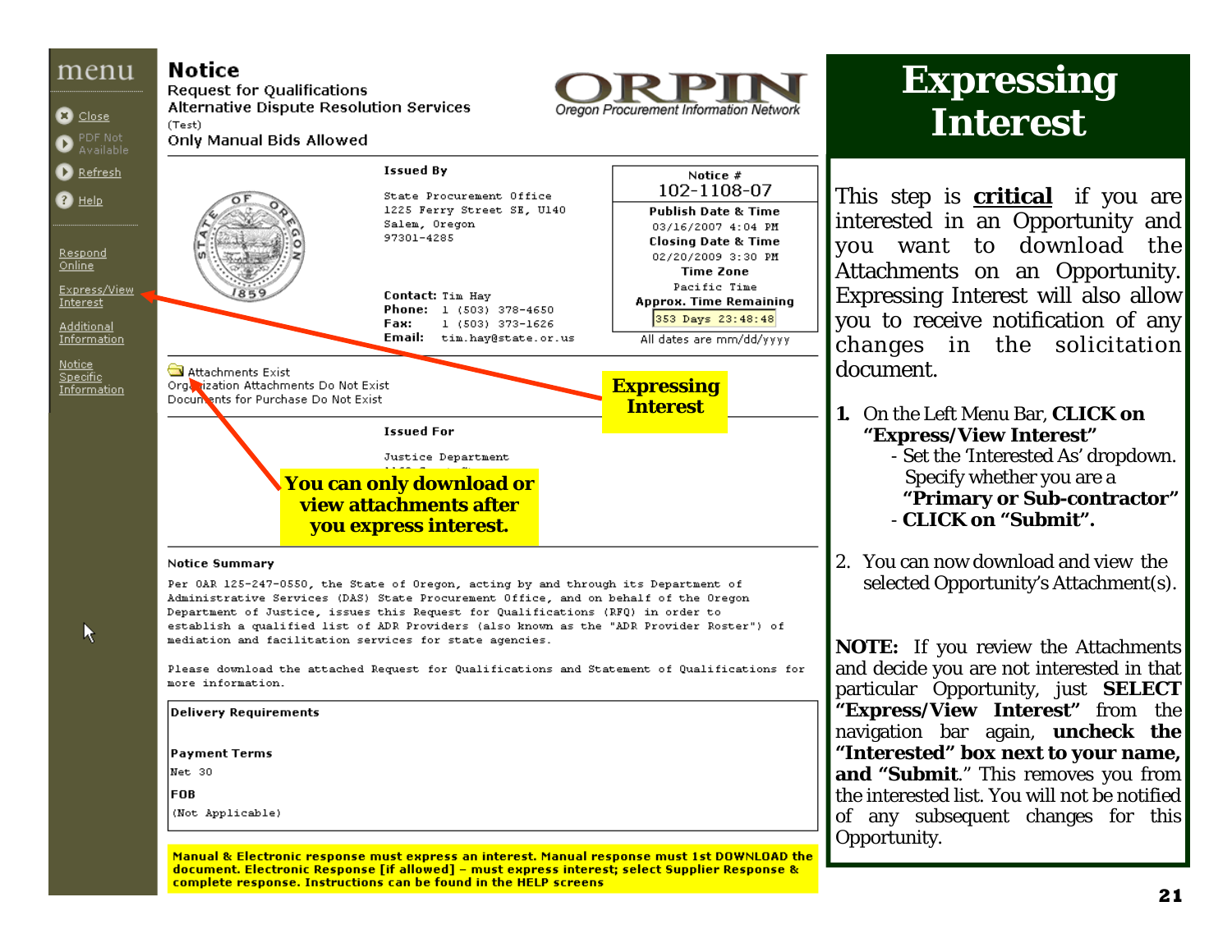menu

Close

PDF Not Available

Refresh

Help

Respond Online

Express/View Interest

Additional Information

Notice Specific Information

# Notice

Request for Qualifications
Alternative Dispute Resolution Services
(Test)
Only Manual Bids Allowed

ORPIN
Oregon Procurement Information Network

**Issued By**

State Procurement Office
1225 Ferry Street SE, U140
Salem, Oregon
97301-4285

**Contact:** Tim Hay
**Phone:** 1 (503) 378-4650
**Fax:** 1 (503) 373-1626
**Email:** tim.hay@state.or.us

Notice #
102-1108-07
**Publish Date & Time**
03/16/2007 4:04 PM
**Closing Date & Time**
02/20/2009 3:30 PM
**Time Zone**
Pacific Time
**Approx. Time Remaining**
353 Days 23:48:48
All dates are mm/dd/yyyy

Attachments Exist
Organization Attachments Do Not Exist
Documents for Purchase Do Not Exist

**Expressing Interest**

**Issued For**

Justice Department

**You can only download or view attachments after you express interest.**

**Notice Summary**

Per OAR 125-247-0550, the State of Oregon, acting by and through its Department of Administrative Services (DAS) State Procurement Office, and on behalf of the Oregon Department of Justice, issues this Request for Qualifications (RFQ) in order to establish a qualified list of ADR Providers (also known as the "ADR Provider Roster") of mediation and facilitation services for state agencies.

Please download the attached Request for Qualifications and Statement of Qualifications for more information.

**Delivery Requirements**

**Payment Terms**
Net 30

**FOB**
(Not Applicable)

**Manual & Electronic response must express an interest. Manual response must 1st DOWNLOAD the document. Electronic Response [if allowed] – must express interest; select Supplier Response & complete response. Instructions can be found in the HELP screens**

# Expressing Interest

This step is **critical** if you are interested in an Opportunity and you want to download the Attachments on an Opportunity. Expressing Interest will also allow you to receive notification of any changes in the solicitation document.

1. On the Left Menu Bar, **CLICK on "Express/View Interest"**
   - Set the 'Interested As' dropdown. Specify whether you are a **"Primary or Sub-contractor"**
   - **CLICK on "Submit".**

2. You can now download and view the selected Opportunity's Attachment(s).

**NOTE:** If you review the Attachments and decide you are not interested in that particular Opportunity, just **SELECT "Express/View Interest"** from the navigation bar again, **uncheck the "Interested" box next to your name, and "Submit**." This removes you from the interested list. You will not be notified of any subsequent changes for this Opportunity.